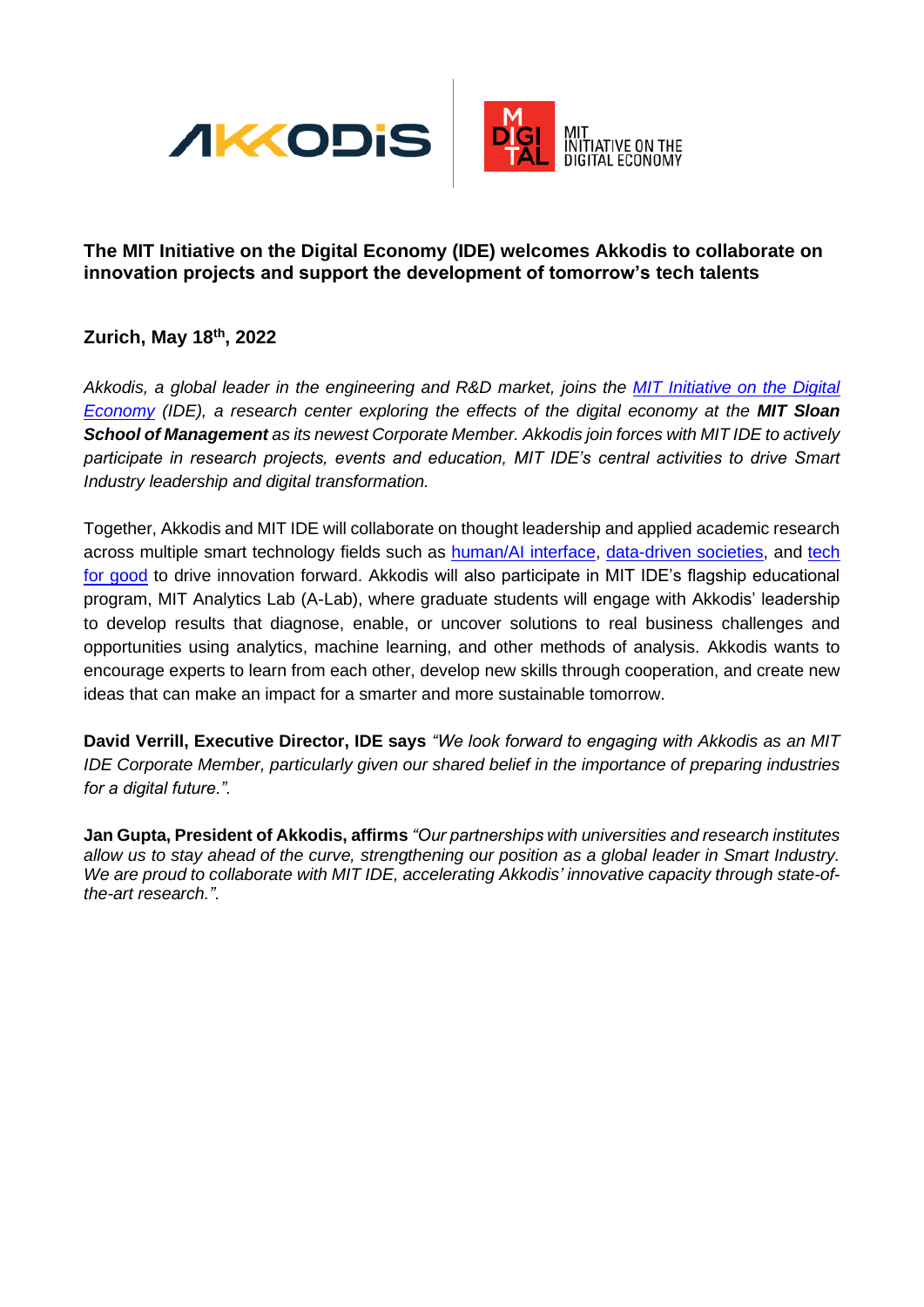**The MIT Initiative on the Digital Economy (IDE) welcomes Akkodis to collaborate on innovation projects and support the development of tomorrow's tech talents**

**Zurich, May 18th, 2022**

*Akkodis, a global leader in the engineering and R&D market, joins the [MIT Initiative on the Digital Economy]() (IDE), a research center exploring the effects of the digital economy at the* ***MIT Sloan School of Management*** *as its newest Corporate Member. Akkodis join forces with MIT IDE to actively participate in research projects, events and education, MIT IDE's central activities to drive Smart Industry leadership and digital transformation.*

Together, Akkodis and MIT IDE will collaborate on thought leadership and applied academic research across multiple smart technology fields such as [human/AI interface](), [data-driven societies](), and [tech for good]() to drive innovation forward. Akkodis will also participate in MIT IDE's flagship educational program, MIT Analytics Lab (A-Lab), where graduate students will engage with Akkodis' leadership to develop results that diagnose, enable, or uncover solutions to real business challenges and opportunities using analytics, machine learning, and other methods of analysis. Akkodis wants to encourage experts to learn from each other, develop new skills through cooperation, and create new ideas that can make an impact for a smarter and more sustainable tomorrow.

**David Verrill, Executive Director, IDE says** *"We look forward to engaging with Akkodis as an MIT IDE Corporate Member, particularly given our shared belief in the importance of preparing industries for a digital future.".*

**Jan Gupta, President of Akkodis, affirms** *"Our partnerships with universities and research institutes allow us to stay ahead of the curve, strengthening our position as a global leader in Smart Industry. We are proud to collaborate with MIT IDE, accelerating Akkodis' innovative capacity through state-of-the-art research.".*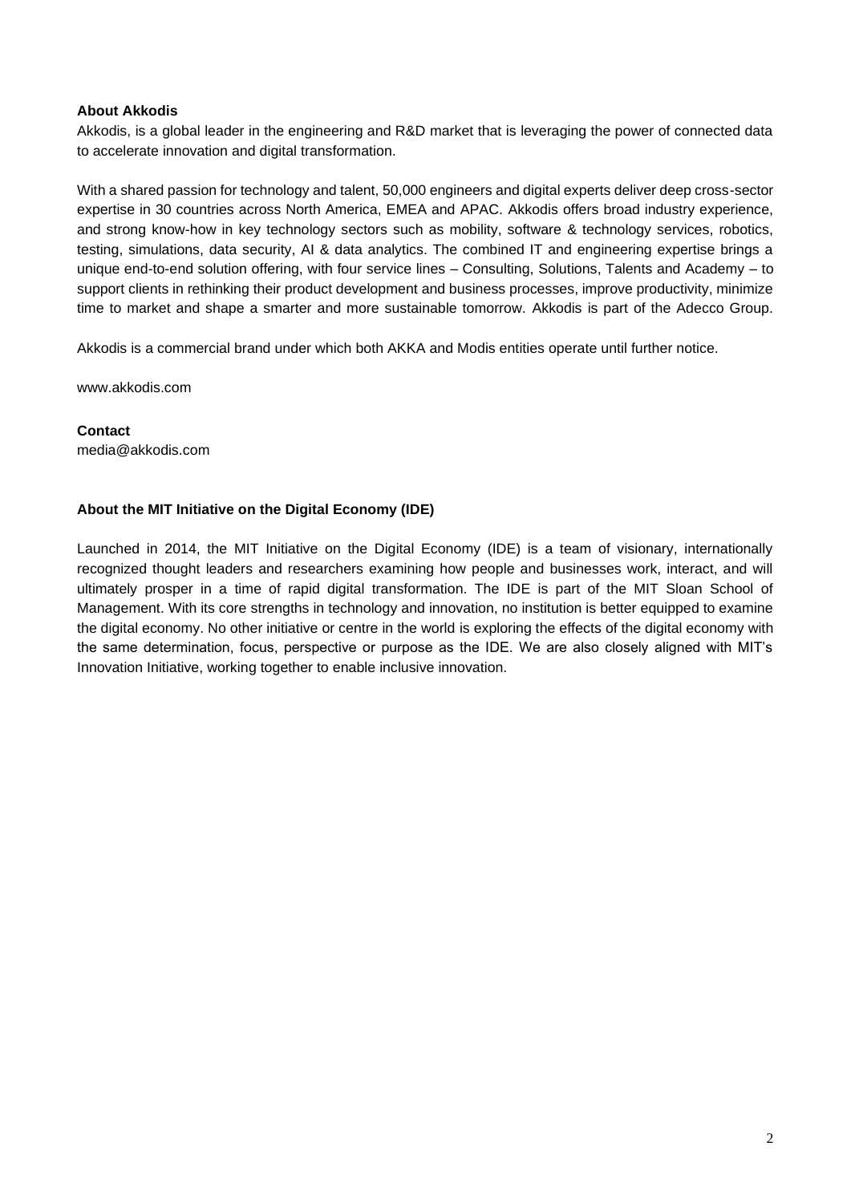**About Akkodis**

Akkodis, is a global leader in the engineering and R&D market that is leveraging the power of connected data to accelerate innovation and digital transformation.

With a shared passion for technology and talent, 50,000 engineers and digital experts deliver deep cross-sector expertise in 30 countries across North America, EMEA and APAC. Akkodis offers broad industry experience, and strong know-how in key technology sectors such as mobility, software & technology services, robotics, testing, simulations, data security, AI & data analytics. The combined IT and engineering expertise brings a unique end-to-end solution offering, with four service lines – Consulting, Solutions, Talents and Academy – to support clients in rethinking their product development and business processes, improve productivity, minimize time to market and shape a smarter and more sustainable tomorrow. Akkodis is part of the Adecco Group.

Akkodis is a commercial brand under which both AKKA and Modis entities operate until further notice.

www.akkodis.com

**Contact**

media@akkodis.com

**About the MIT Initiative on the Digital Economy (IDE)**

Launched in 2014, the MIT Initiative on the Digital Economy (IDE) is a team of visionary, internationally recognized thought leaders and researchers examining how people and businesses work, interact, and will ultimately prosper in a time of rapid digital transformation. The IDE is part of the MIT Sloan School of Management. With its core strengths in technology and innovation, no institution is better equipped to examine the digital economy. No other initiative or centre in the world is exploring the effects of the digital economy with the same determination, focus, perspective or purpose as the IDE. We are also closely aligned with MIT's Innovation Initiative, working together to enable inclusive innovation.